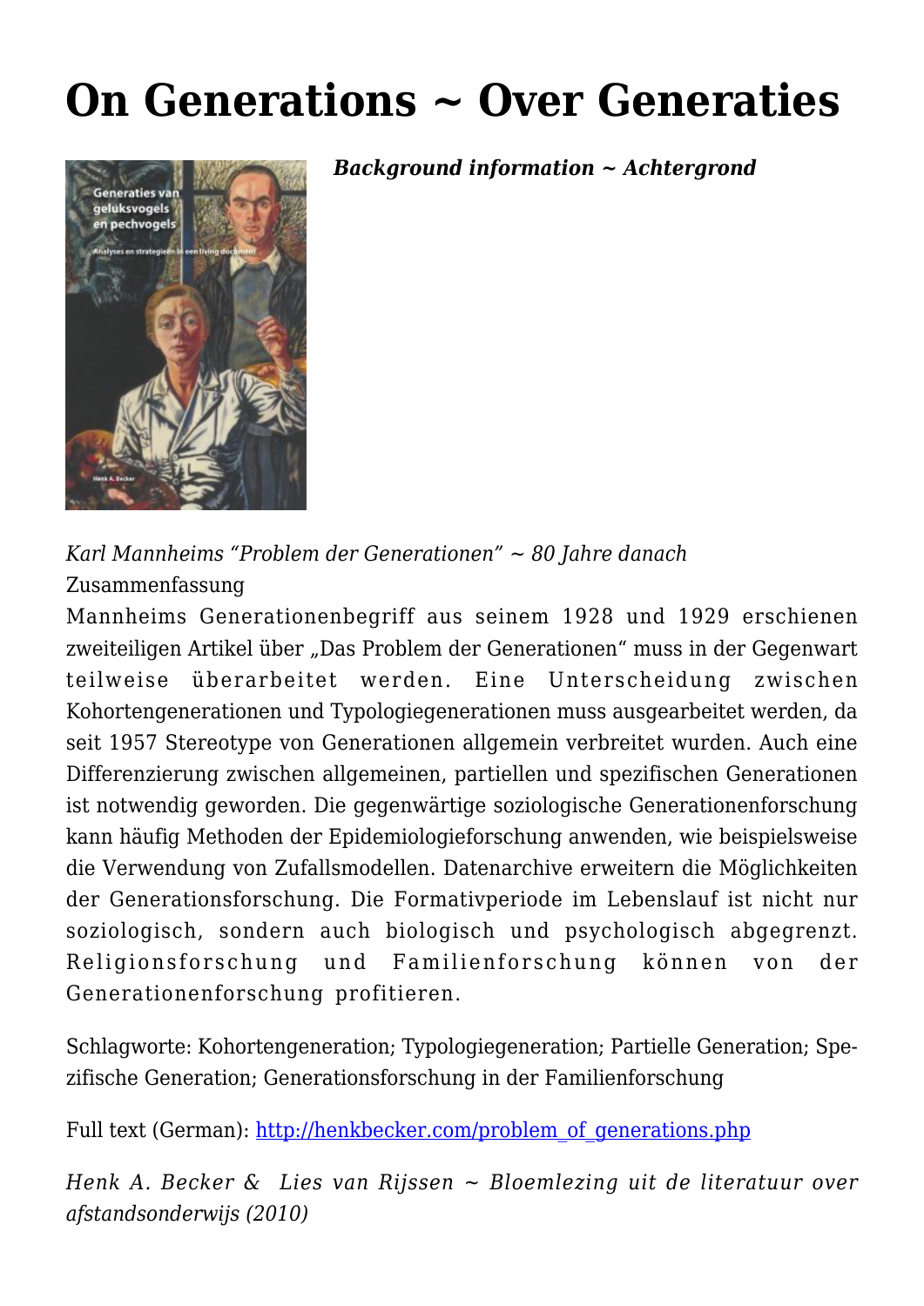# On Generations ~ Over Generaties

***Background information ~ Achtergrond***

*Karl Mannheims "Problem der Generationen" ~ 80 Jahre danach*
Zusammenfassung
Mannheims Generationenbegriff aus seinem 1928 und 1929 erschienen zweiteiligen Artikel über „Das Problem der Generationen" muss in der Gegenwart teilweise überarbeitet werden. Eine Unterscheidung zwischen Kohortengenerationen und Typologiegenerationen muss ausgearbeitet werden, da seit 1957 Stereotype von Generationen allgemein verbreitet wurden. Auch eine Differenzierung zwischen allgemeinen, partiellen und spezifischen Generationen ist notwendig geworden. Die gegenwärtige soziologische Generationenforschung kann häufig Methoden der Epidemiologieforschung anwenden, wie beispielsweise die Verwendung von Zufallsmodellen. Datenarchive erweitern die Möglichkeiten der Generationsforschung. Die Formativperiode im Lebenslauf ist nicht nur soziologisch, sondern auch biologisch und psychologisch abgegrenzt. Religionsforschung und Familienforschung können von der Generationenforschung profitieren.

Schlagworte: Kohortengeneration; Typologiegeneration; Partielle Generation; Spezifische Generation; Generationsforschung in der Familienforschung

Full text (German): http://henkbecker.com/problem_of_generations.php

*Henk A. Becker & Lies van Rijssen ~ Bloemlezing uit de literatuur over afstandsonderwijs (2010)*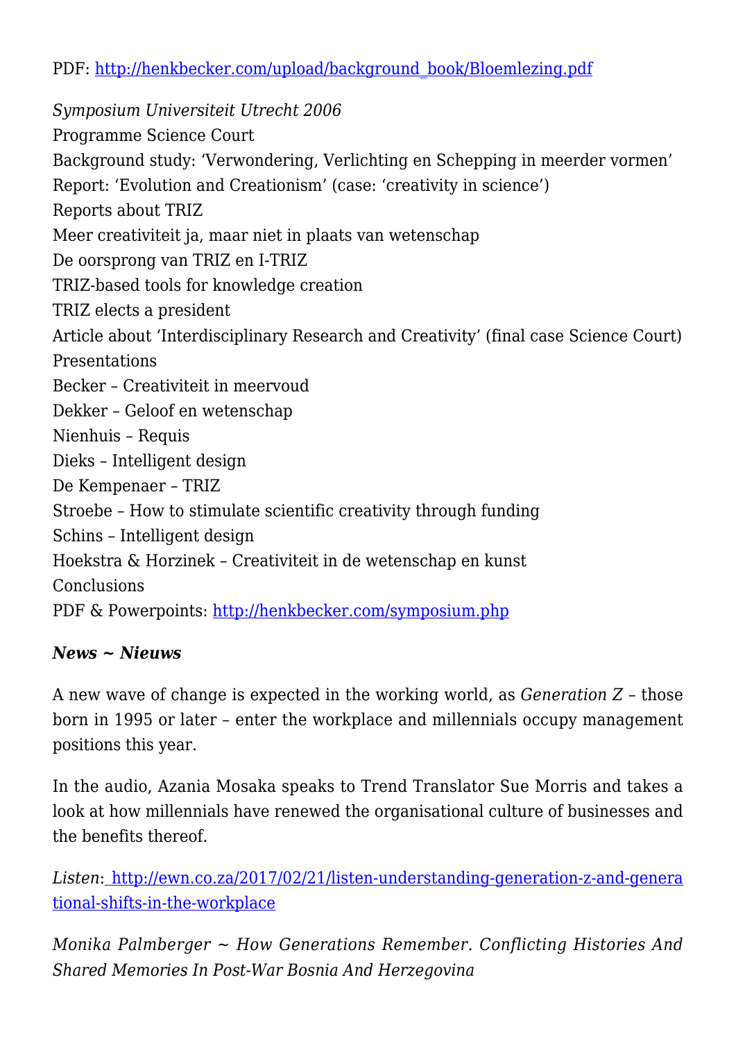PDF: http://henkbecker.com/upload/background_book/Bloemlezing.pdf

*Symposium Universiteit Utrecht 2006*
Programme Science Court
Background study: 'Verwondering, Verlichting en Schepping in meerder vormen'
Report: 'Evolution and Creationism' (case: 'creativity in science')
Reports about TRIZ
Meer creativiteit ja, maar niet in plaats van wetenschap
De oorsprong van TRIZ en I-TRIZ
TRIZ-based tools for knowledge creation
TRIZ elects a president
Article about 'Interdisciplinary Research and Creativity' (final case Science Court)
Presentations
Becker – Creativiteit in meervoud
Dekker – Geloof en wetenschap
Nienhuis – Requis
Dieks – Intelligent design
De Kempenaer – TRIZ
Stroebe – How to stimulate scientific creativity through funding
Schins – Intelligent design
Hoekstra & Horzinek – Creativiteit in de wetenschap en kunst
Conclusions
PDF & Powerpoints: http://henkbecker.com/symposium.php

***News ~ Nieuws***

A new wave of change is expected in the working world, as *Generation Z* – those born in 1995 or later – enter the workplace and millennials occupy management positions this year.

In the audio, Azania Mosaka speaks to Trend Translator Sue Morris and takes a look at how millennials have renewed the organisational culture of businesses and the benefits thereof.

*Listen*: http://ewn.co.za/2017/02/21/listen-understanding-generation-z-and-generational-shifts-in-the-workplace

*Monika Palmberger ~ How Generations Remember. Conflicting Histories And Shared Memories In Post-War Bosnia And Herzegovina*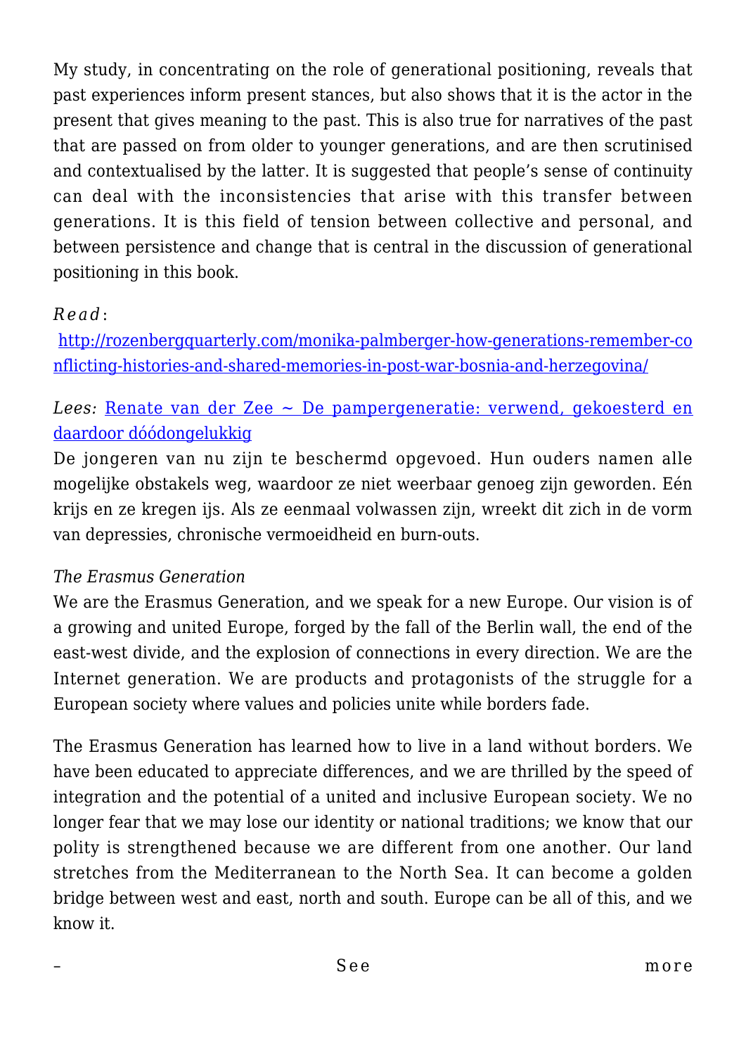My study, in concentrating on the role of generational positioning, reveals that past experiences inform present stances, but also shows that it is the actor in the present that gives meaning to the past. This is also true for narratives of the past that are passed on from older to younger generations, and are then scrutinised and contextualised by the latter. It is suggested that people's sense of continuity can deal with the inconsistencies that arise with this transfer between generations. It is this field of tension between collective and personal, and between persistence and change that is central in the discussion of generational positioning in this book.

*Read*:
[http://rozenbergquarterly.com/monika-palmberger-how-generations-remember-conflicting-histories-and-shared-memories-in-post-war-bosnia-and-herzegovina/](http://rozenbergquarterly.com/monika-palmberger-how-generations-remember-conflicting-histories-and-shared-memories-in-post-war-bosnia-and-herzegovina/)

*Lees:* Renate van der Zee ~ De pampergeneratie: verwend, gekoesterd en daardoor dóódongelukkig
De jongeren van nu zijn te beschermd opgevoed. Hun ouders namen alle mogelijke obstakels weg, waardoor ze niet weerbaar genoeg zijn geworden. Eén krijs en ze kregen ijs. Als ze eenmaal volwassen zijn, wreekt dit zich in de vorm van depressies, chronische vermoeidheid en burn-outs.

*The Erasmus Generation*
We are the Erasmus Generation, and we speak for a new Europe. Our vision is of a growing and united Europe, forged by the fall of the Berlin wall, the end of the east-west divide, and the explosion of connections in every direction. We are the Internet generation. We are products and protagonists of the struggle for a European society where values and policies unite while borders fade.

The Erasmus Generation has learned how to live in a land without borders. We have been educated to appreciate differences, and we are thrilled by the speed of integration and the potential of a united and inclusive European society. We no longer fear that we may lose our identity or national traditions; we know that our polity is strengthened because we are different from one another. Our land stretches from the Mediterranean to the North Sea. It can become a golden bridge between west and east, north and south. Europe can be all of this, and we know it.

– See more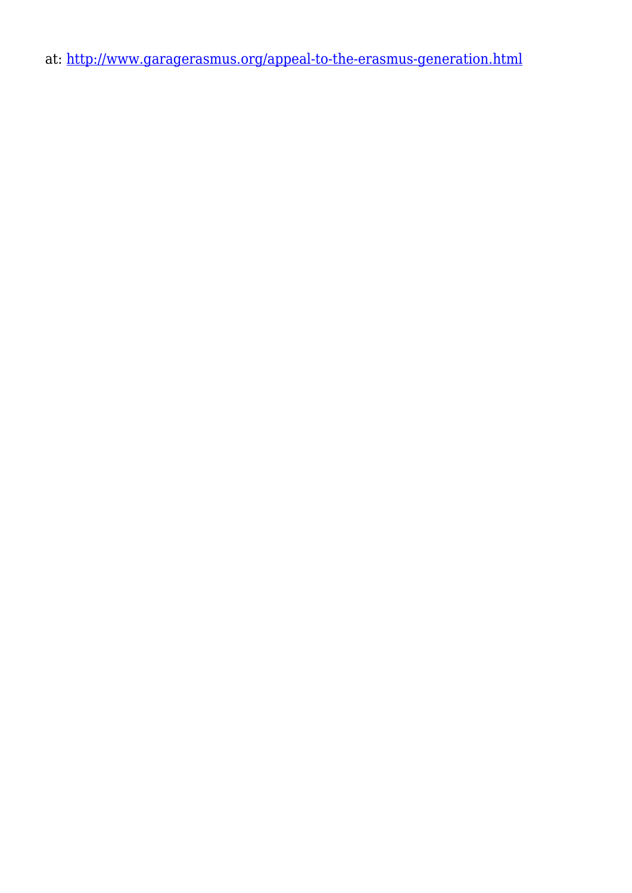at: [http://www.garagerasmus.org/appeal-to-the-erasmus-generation.html](http://www.garagerasmus.org/appeal-to-the-erasmus-generation.html)